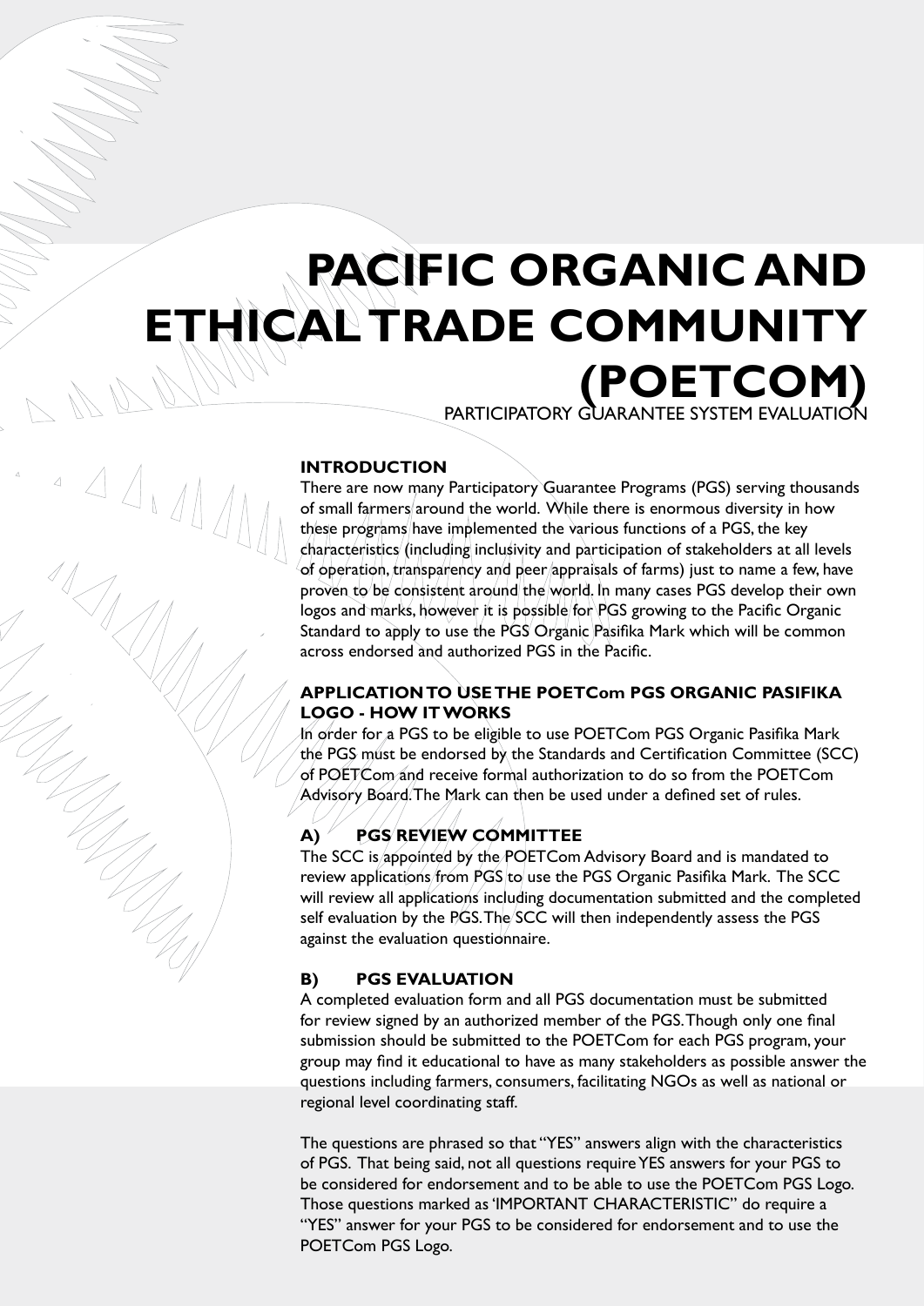# PACIFIC ORGANIC AND ETHICAL TRADE COMMUNITY (POETCOM)

PARTICIPATORY GUARANTEE SYSTEM EVALUATION

## INTRODUCTION

There are now many Participatory Guarantee Programs (PGS) serving thousands of small farmers around the world. While there is enormous diversity in how these programs have implemented the various functions of a PGS, the key characteristics (including inclusivity and participation of stakeholders at all levels of operation, transparency and peer appraisals of farms) just to name a few, have proven to be consistent around the world. In many cases PGS develop their own logos and marks, however it is possible for PGS growing to the Pacific Organic Standard to apply to use the PGS Organic Pasifika Mark which will be common across endorsed and authorized PGS in the Pacific.

## APPLICATION TO USE THE POETCom PGS ORGANIC PASIFIKA LOGO - HOW IT WORKS

In order for a PGS to be eligible to use POETCom PGS Organic Pasifika Mark the PGS must be endorsed by the Standards and Certification Committee (SCC) of POETCom and receive formal authorization to do so from the POETCom Advisory Board. The Mark can then be used under a defined set of rules.

### A) PGS REVIEW COMMITTEE

The SCC is appointed by the POETCom Advisory Board and is mandated to review applications from PGS to use the PGS Organic Pasifika Mark. The SCC will review all applications including documentation submitted and the completed self evaluation by the PGS. The SCC will then independently assess the PGS against the evaluation questionnaire.

### B) PGS EVALUATION

A completed evaluation form and all PGS documentation must be submitted for review signed by an authorized member of the PGS. Though only one final submission should be submitted to the POETCom for each PGS program, your group may find it educational to have as many stakeholders as possible answer the questions including farmers, consumers, facilitating NGOs as well as national or regional level coordinating staff.

The questions are phrased so that "YES" answers align with the characteristics of PGS. That being said, not all questions require YES answers for your PGS to be considered for endorsement and to be able to use the POETCom PGS Logo. Those questions marked as 'IMPORTANT CHARACTERISTIC" do require a "YES" answer for your PGS to be considered for endorsement and to use the POETCom PGS Logo.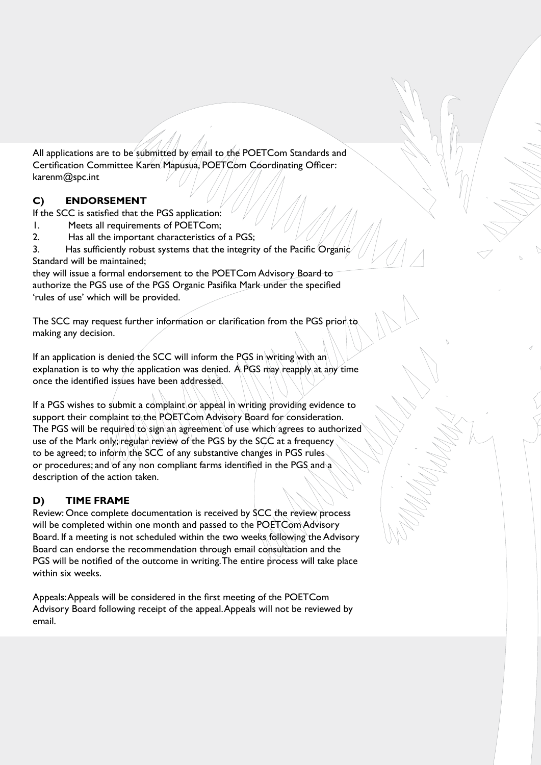All applications are to be submitted by email to the POETCom Standards and Certification Committee Karen Mapusua, POETCom Coordinating Officer: karenm@spc.int

### C) ENDORSEMENT

If the SCC is satisfied that the PGS application:

1. Meets all requirements of POETCom;
2. Has all the important characteristics of a PGS;
3. Has sufficiently robust systems that the integrity of the Pacific Organic Standard will be maintained;

they will issue a formal endorsement to the POETCom Advisory Board to authorize the PGS use of the PGS Organic Pasifika Mark under the specified 'rules of use' which will be provided.

The SCC may request further information or clarification from the PGS prior to making any decision.

If an application is denied the SCC will inform the PGS in writing with an explanation is to why the application was denied. A PGS may reapply at any time once the identified issues have been addressed.

If a PGS wishes to submit a complaint or appeal in writing providing evidence to support their complaint to the POETCom Advisory Board for consideration. The PGS will be required to sign an agreement of use which agrees to authorized use of the Mark only; regular review of the PGS by the SCC at a frequency to be agreed; to inform the SCC of any substantive changes in PGS rules or procedures; and of any non compliant farms identified in the PGS and a description of the action taken.

### D) TIME FRAME

Review: Once complete documentation is received by SCC the review process will be completed within one month and passed to the POETCom Advisory Board. If a meeting is not scheduled within the two weeks following the Advisory Board can endorse the recommendation through email consultation and the PGS will be notified of the outcome in writing. The entire process will take place within six weeks.

Appeals: Appeals will be considered in the first meeting of the POETCom Advisory Board following receipt of the appeal. Appeals will not be reviewed by email.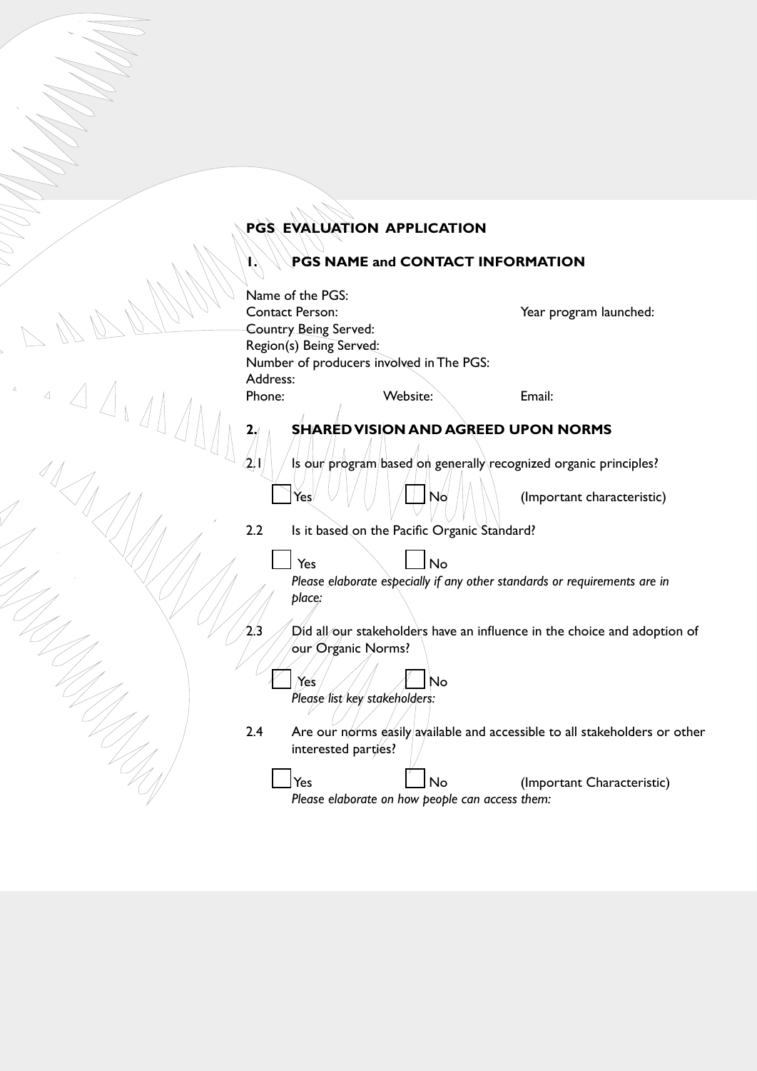# PGS EVALUATION APPLICATION

## 1. PGS NAME and CONTACT INFORMATION

Name of the PGS:
Contact Person: Year program launched:
Country Being Served:
Region(s) Being Served:
Number of producers involved in The PGS:
Address:
Phone: Website: Email:

## 2. SHARED VISION AND AGREED UPON NORMS

2.1 Is our program based on generally recognized organic principles?

☐ Yes ☐ No (Important characteristic)

2.2 Is it based on the Pacific Organic Standard?

☐ Yes ☐ No

*Please elaborate especially if any other standards or requirements are in place:*

2.3 Did all our stakeholders have an influence in the choice and adoption of our Organic Norms?

☐ Yes ☐ No

*Please list key stakeholders:*

2.4 Are our norms easily available and accessible to all stakeholders or other interested parties?

☐ Yes ☐ No (Important Characteristic)

*Please elaborate on how people can access them:*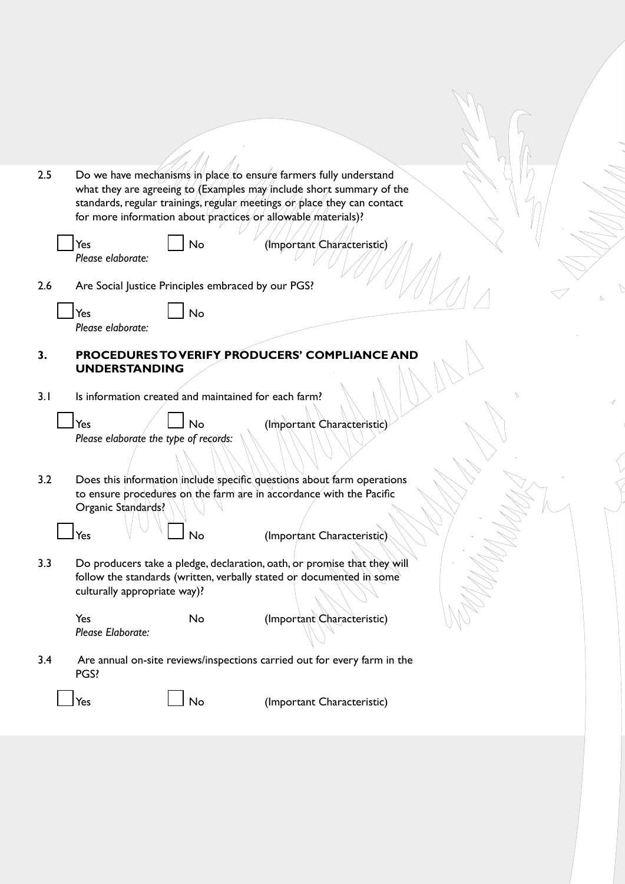2.5 Do we have mechanisms in place to ensure farmers fully understand what they are agreeing to (Examples may include short summary of the standards, regular trainings, regular meetings or place they can contact for more information about practices or allowable materials)?

☐ Yes ☐ No (Important Characteristic)

*Please elaborate:*

2.6 Are Social Justice Principles embraced by our PGS?

☐ Yes ☐ No

*Please elaborate:*

## 3. PROCEDURES TO VERIFY PRODUCERS' COMPLIANCE AND UNDERSTANDING

3.1 Is information created and maintained for each farm?

☐ Yes ☐ No (Important Characteristic)

*Please elaborate the type of records:*

3.2 Does this information include specific questions about farm operations to ensure procedures on the farm are in accordance with the Pacific Organic Standards?

☐ Yes ☐ No (Important Characteristic)

3.3 Do producers take a pledge, declaration, oath, or promise that they will follow the standards (written, verbally stated or documented in some culturally appropriate way)?

Yes No (Important Characteristic)

*Please Elaborate:*

3.4 Are annual on-site reviews/inspections carried out for every farm in the PGS?

☐ Yes ☐ No (Important Characteristic)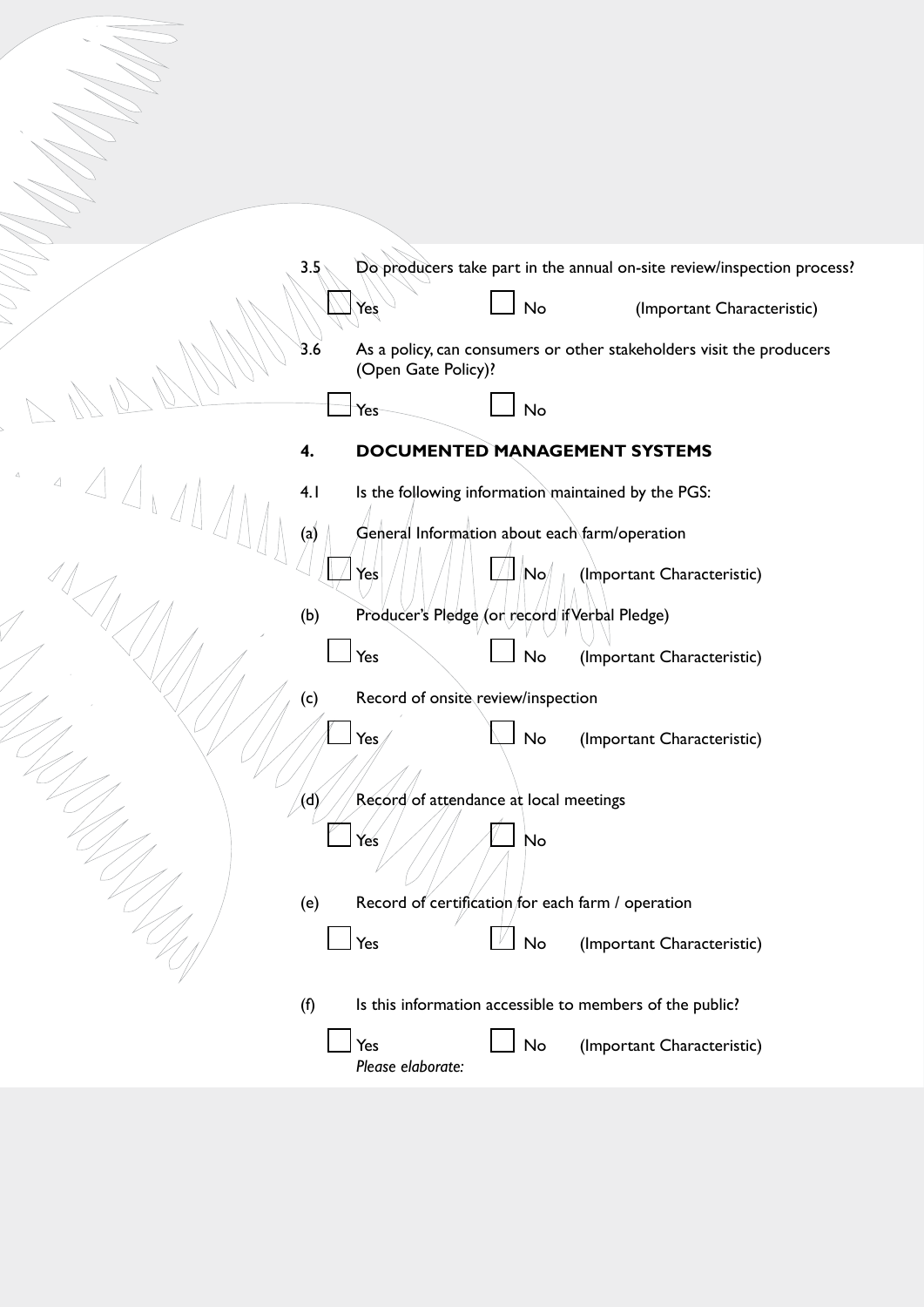3.5 Do producers take part in the annual on-site review/inspection process?

☐ Yes ☐ No (Important Characteristic)

3.6 As a policy, can consumers or other stakeholders visit the producers (Open Gate Policy)?

☐ Yes ☐ No

## 4. DOCUMENTED MANAGEMENT SYSTEMS

4.1 Is the following information maintained by the PGS:

(a) General Information about each farm/operation

☐ Yes ☐ No (Important Characteristic)

(b) Producer's Pledge (or record if Verbal Pledge)

☐ Yes ☐ No (Important Characteristic)

(c) Record of onsite review/inspection

☐ Yes ☐ No (Important Characteristic)

(d) Record of attendance at local meetings

☐ Yes ☐ No

(e) Record of certification for each farm / operation

☐ Yes ☐ No (Important Characteristic)

(f) Is this information accessible to members of the public?

☐ Yes ☐ No (Important Characteristic)

*Please elaborate:*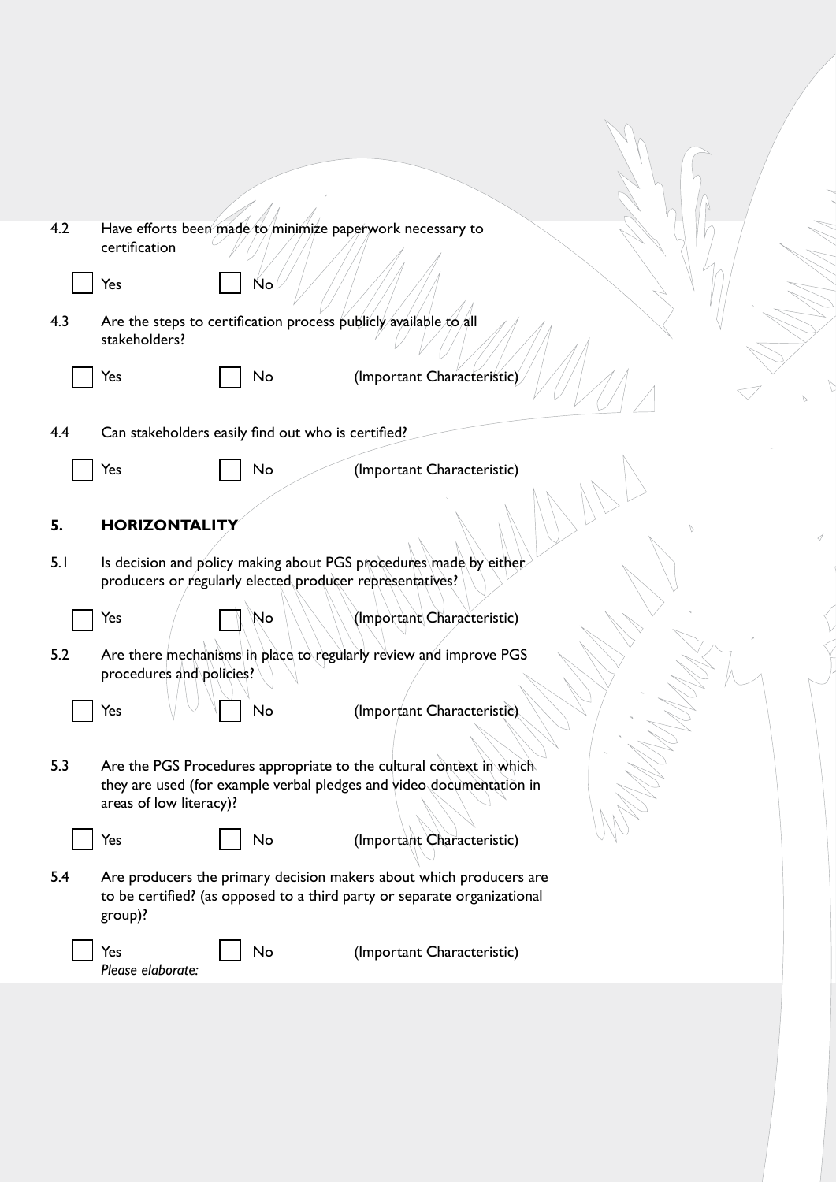4.2 Have efforts been made to minimize paperwork necessary to certification

☐ Yes ☐ No

4.3 Are the steps to certification process publicly available to all stakeholders?

☐ Yes ☐ No (Important Characteristic)

4.4 Can stakeholders easily find out who is certified?

☐ Yes ☐ No (Important Characteristic)

## 5. HORIZONTALITY

5.1 Is decision and policy making about PGS procedures made by either producers or regularly elected producer representatives?

☐ Yes ☐ No (Important Characteristic)

5.2 Are there mechanisms in place to regularly review and improve PGS procedures and policies?

☐ Yes ☐ No (Important Characteristic)

5.3 Are the PGS Procedures appropriate to the cultural context in which they are used (for example verbal pledges and video documentation in areas of low literacy)?

☐ Yes ☐ No (Important Characteristic)

5.4 Are producers the primary decision makers about which producers are to be certified? (as opposed to a third party or separate organizational group)?

☐ Yes ☐ No (Important Characteristic)

*Please elaborate:*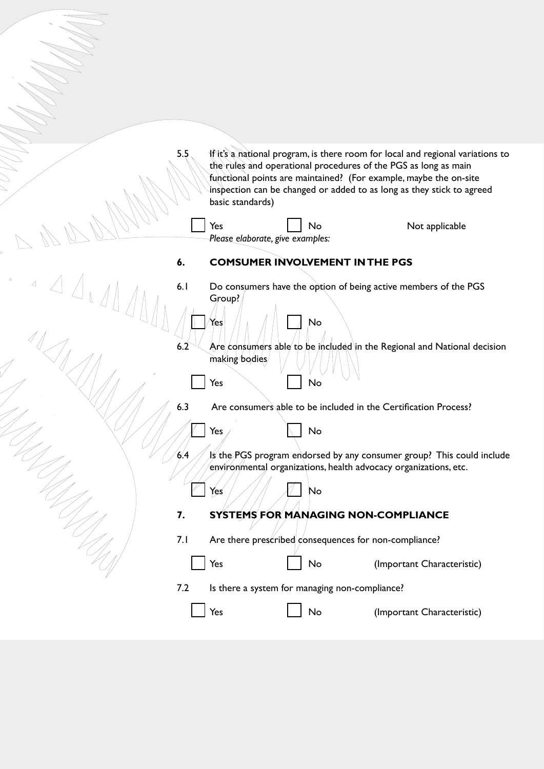5.5 If it's a national program, is there room for local and regional variations to the rules and operational procedures of the PGS as long as main functional points are maintained? (For example, maybe the on-site inspection can be changed or added to as long as they stick to agreed basic standards)

☐ Yes ☐ No Not applicable

*Please elaborate, give examples:*

## 6. COMSUMER INVOLVEMENT IN THE PGS

6.1 Do consumers have the option of being active members of the PGS Group?

☐ Yes ☐ No

6.2 Are consumers able to be included in the Regional and National decision making bodies

☐ Yes ☐ No

6.3 Are consumers able to be included in the Certification Process?

☐ Yes ☐ No

6.4 Is the PGS program endorsed by any consumer group? This could include environmental organizations, health advocacy organizations, etc.

☐ Yes ☐ No

## 7. SYSTEMS FOR MANAGING NON-COMPLIANCE

7.1 Are there prescribed consequences for non-compliance?

☐ Yes ☐ No (Important Characteristic)

7.2 Is there a system for managing non-compliance?

☐ Yes ☐ No (Important Characteristic)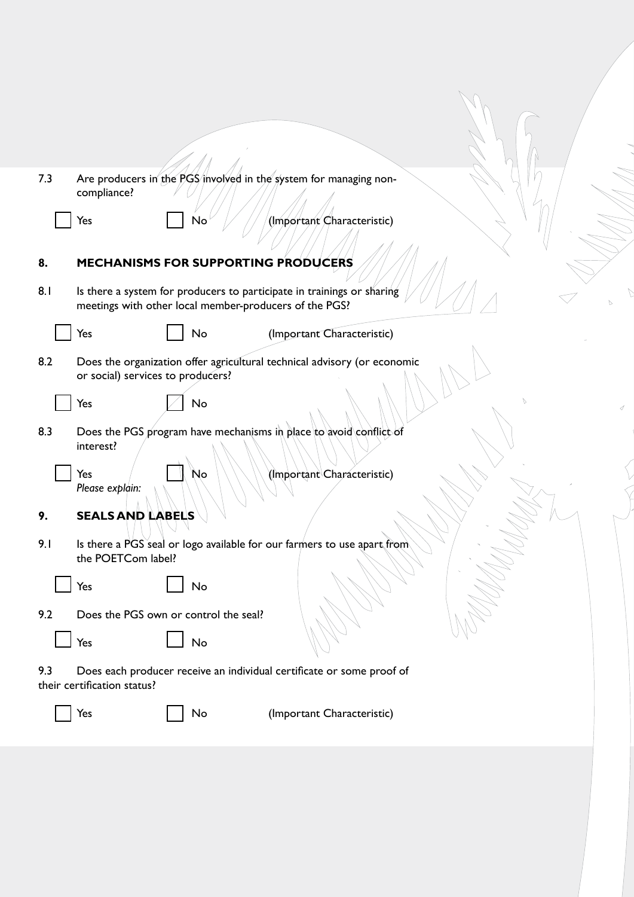7.3 Are producers in the PGS involved in the system for managing non-compliance?

☐ Yes ☐ No (Important Characteristic)

## 8. MECHANISMS FOR SUPPORTING PRODUCERS

8.1 Is there a system for producers to participate in trainings or sharing meetings with other local member-producers of the PGS?

☐ Yes ☐ No (Important Characteristic)

8.2 Does the organization offer agricultural technical advisory (or economic or social) services to producers?

☐ Yes ☐ No

8.3 Does the PGS program have mechanisms in place to avoid conflict of interest?

☐ Yes ☐ No (Important Characteristic)

*Please explain:*

## 9. SEALS AND LABELS

9.1 Is there a PGS seal or logo available for our farmers to use apart from the POETCom label?

☐ Yes ☐ No

9.2 Does the PGS own or control the seal?

☐ Yes ☐ No

9.3 Does each producer receive an individual certificate or some proof of their certification status?

☐ Yes ☐ No (Important Characteristic)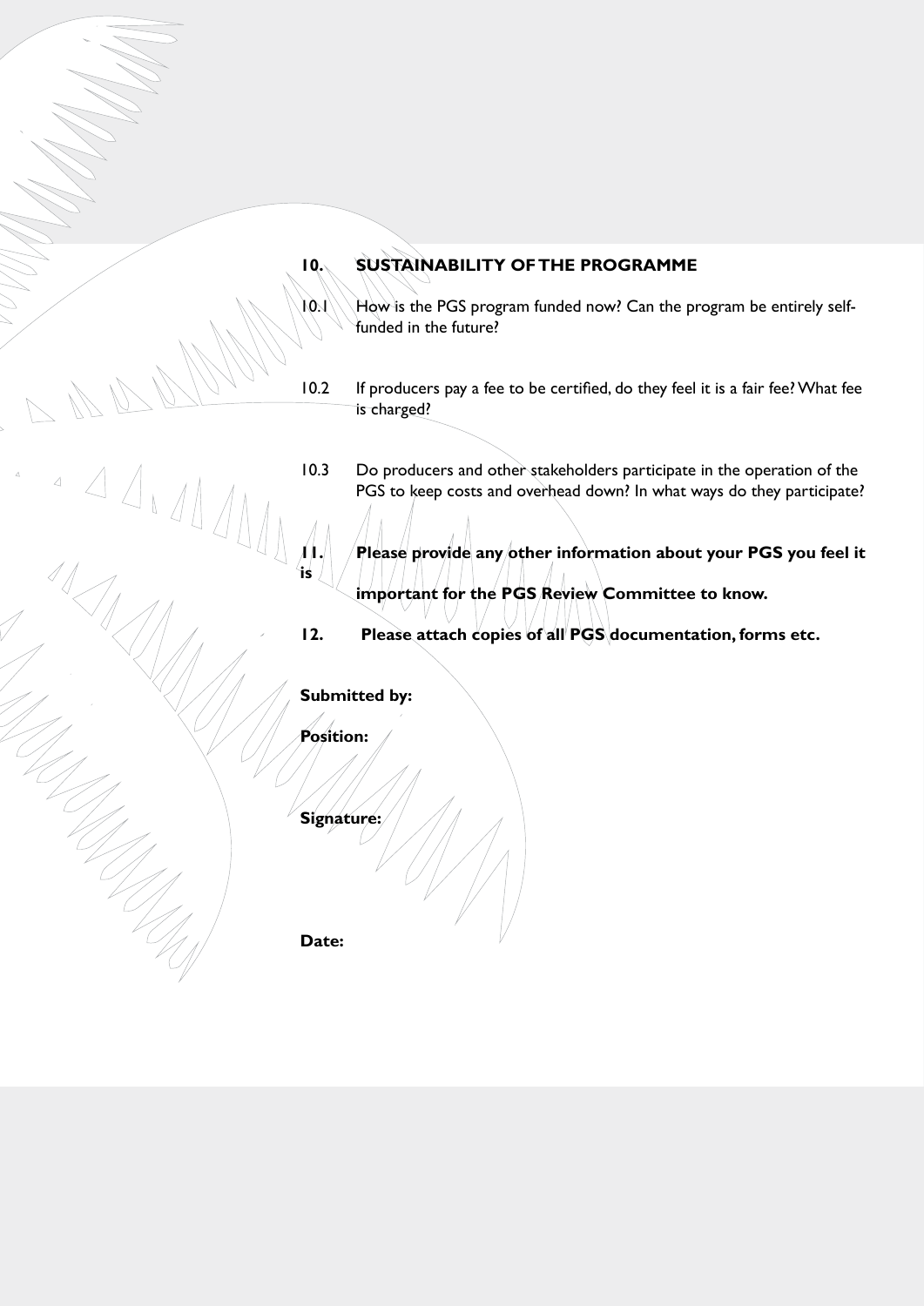## 10. SUSTAINABILITY OF THE PROGRAMME

10.1 How is the PGS program funded now? Can the program be entirely self-funded in the future?

10.2 If producers pay a fee to be certified, do they feel it is a fair fee? What fee is charged?

10.3 Do producers and other stakeholders participate in the operation of the PGS to keep costs and overhead down? In what ways do they participate?

**11. Please provide any other information about your PGS you feel it is important for the PGS Review Committee to know.**

**12. Please attach copies of all PGS documentation, forms etc.**

**Submitted by:**

**Position:**

**Signature:**

**Date:**